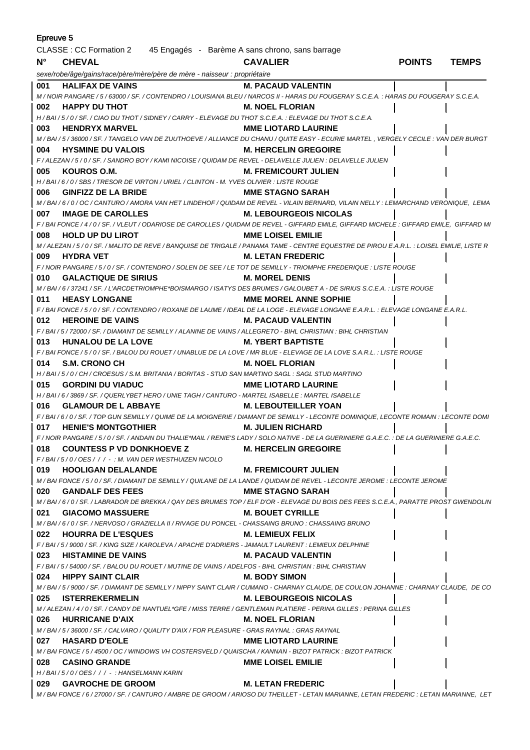## Epreuve 5

CLASSE : CC Formation 2 45 Engagés - Barème A sans chrono, sans barrage

| N° | CHEVAL | CAVALIER | POINTS | TEMPS |
|---|---|---|---|---|
| | *sexe/robe/âge/gains/race/père/mère/père de mère - naisseur : propriétaire* | | | |
| **001** | **HALIFAX DE VAINS** | **M. PACAUD VALENTIN** | | |
| | *M / NOIR PANGARE / 5 / 63000 / SF. / CONTENDRO / LOUISIANA BLEU / NARCOS II - HARAS DU FOUGERAY S.C.E.A. : HARAS DU FOUGERAY S.C.E.A.* | | | |
| **002** | **HAPPY DU THOT** | **M. NOEL FLORIAN** | | |
| | *H / BAI / 5 / 0 / SF. / CIAO DU THOT / SIDNEY / CARRY - ELEVAGE DU THOT S.C.E.A. : ELEVAGE DU THOT S.C.E.A.* | | | |
| **003** | **HENDRYX MARVEL** | **MME LIOTARD LAURINE** | | |
| | *M / BAI / 5 / 36000 / SF. / TANGELO VAN DE ZUUTHOEVE / ALLIANCE DU CHANU / QUITE EASY - ECURIE MARTEL , VERGELY CECILE : VAN DER BURGT* | | | |
| **004** | **HYSMINE DU VALOIS** | **M. HERCELIN GREGOIRE** | | |
| | *F / ALEZAN / 5 / 0 / SF. / SANDRO BOY / KAMI NICOISE / QUIDAM DE REVEL - DELAVELLE JULIEN : DELAVELLE JULIEN* | | | |
| **005** | **KOUROS O.M.** | **M. FREMICOURT JULIEN** | | |
| | *H / BAI / 6 / 0 / SBS / TRESOR DE VIRTON / URIEL / CLINTON - M. YVES OLIVIER : LISTE ROUGE* | | | |
| **006** | **GINFIZZ DE LA BRIDE** | **MME STAGNO SARAH** | | |
| | *M / BAI / 6 / 0 / OC / CANTURO / AMORA VAN HET LINDEHOF / QUIDAM DE REVEL - VILAIN BERNARD, VILAIN NELLY : LEMARCHAND VERONIQUE, LEMA* | | | |
| **007** | **IMAGE DE CAROLLES** | **M. LEBOURGEOIS NICOLAS** | | |
| | *F / BAI FONCE / 4 / 0 / SF. / VLEUT / ODARIOSE DE CAROLLES / QUIDAM DE REVEL - GIFFARD EMILE, GIFFARD MICHELE : GIFFARD EMILE, GIFFARD MI* | | | |
| **008** | **HOLD UP DU LIROT** | **MME LOISEL EMILIE** | | |
| | *M / ALEZAN / 5 / 0 / SF. / MALITO DE REVE / BANQUISE DE TRIGALE / PANAMA TAME - CENTRE EQUESTRE DE PIROU E.A.R.L. : LOISEL EMILIE, LISTE R* | | | |
| **009** | **HYDRA VET** | **M. LETAN FREDERIC** | | |
| | *F / NOIR PANGARE / 5 / 0 / SF. / CONTENDRO / SOLEN DE SEE / LE TOT DE SEMILLY - TRIOMPHE FREDERIQUE : LISTE ROUGE* | | | |
| **010** | **GALACTIQUE DE SIRIUS** | **M. MOREL DENIS** | | |
| | *M / BAI / 6 / 37241 / SF. / L'ARCDETRIOMPHE*BOISMARGO / ISATYS DES BRUMES / GALOUBET A - DE SIRIUS S.C.E.A. : LISTE ROUGE* | | | |
| **011** | **HEASY LONGANE** | **MME MOREL ANNE SOPHIE** | | |
| | *F / BAI FONCE / 5 / 0 / SF. / CONTENDRO / ROXANE DE LAUME / IDEAL DE LA LOGE - ELEVAGE LONGANE E.A.R.L. : ELEVAGE LONGANE E.A.R.L.* | | | |
| **012** | **HEROINE DE VAINS** | **M. PACAUD VALENTIN** | | |
| | *F / BAI / 5 / 72000 / SF. / DIAMANT DE SEMILLY / ALANINE DE VAINS / ALLEGRETO - BIHL CHRISTIAN : BIHL CHRISTIAN* | | | |
| **013** | **HUNALOU DE LA LOVE** | **M. YBERT BAPTISTE** | | |
| | *F / BAI FONCE / 5 / 0 / SF. / BALOU DU ROUET / UNABLUE DE LA LOVE / MR BLUE - ELEVAGE DE LA LOVE S.A.R.L. : LISTE ROUGE* | | | |
| **014** | **S.M. CRONO CH** | **M. NOEL FLORIAN** | | |
| | *H / BAI / 5 / 0 / CH / CROESUS / S.M. BRITANIA / BORITAS - STUD SAN MARTINO SAGL : SAGL STUD MARTINO* | | | |
| **015** | **GORDINI DU VIADUC** | **MME LIOTARD LAURINE** | | |
| | *H / BAI / 6 / 3869 / SF. / QUERLYBET HERO / UNIE TAGH / CANTURO - MARTEL ISABELLE : MARTEL ISABELLE* | | | |
| **016** | **GLAMOUR DE L ABBAYE** | **M. LEBOUTEILLER YOAN** | | |
| | *F / BAI / 6 / 0 / SF. / TOP GUN SEMILLY / QUIME DE LA MOIGNERIE / DIAMANT DE SEMILLY - LECONTE DOMINIQUE, LECONTE ROMAIN : LECONTE DOMI* | | | |
| **017** | **HENIE'S MONTGOTHIER** | **M. JULIEN RICHARD** | | |
| | *F / NOIR PANGARE / 5 / 0 / SF. / ANDAIN DU THALIE*MAIL / RENIE'S LADY / SOLO NATIVE - DE LA GUERINIERE G.A.E.C. : DE LA GUERINIERE G.A.E.C.* | | | |
| **018** | **COUNTESS P VD DONKHOEVE Z** | **M. HERCELIN GREGOIRE** | | |
| | *F / BAI / 5 / 0 / OES / / / - : M. VAN DER WESTHUIZEN NICOLO* | | | |
| **019** | **HOOLIGAN DELALANDE** | **M. FREMICOURT JULIEN** | | |
| | *M / BAI FONCE / 5 / 0 / SF. / DIAMANT DE SEMILLY / QUILANE DE LA LANDE / QUIDAM DE REVEL - LECONTE JEROME : LECONTE JEROME* | | | |
| **020** | **GANDALF DES FEES** | **MME STAGNO SARAH** | | |
| | *M / BAI / 6 / 0 / SF. / LABRADOR DE BREKKA / QAY DES BRUMES TOP / ELF D'OR - ELEVAGE DU BOIS DES FEES S.C.E.A., PARATTE PROST GWENDOLIN* | | | |
| **021** | **GIACOMO MASSUERE** | **M. BOUET CYRILLE** | | |
| | *M / BAI / 6 / 0 / SF. / NERVOSO / GRAZIELLA II / RIVAGE DU PONCEL - CHASSAING BRUNO : CHASSAING BRUNO* | | | |
| **022** | **HOURRA DE L'ESQUES** | **M. LEMIEUX FELIX** | | |
| | *F / BAI / 5 / 9000 / SF. / KING SIZE / KAROLEVA / APACHE D'ADRIERS - JAMAULT LAURENT : LEMIEUX DELPHINE* | | | |
| **023** | **HISTAMINE DE VAINS** | **M. PACAUD VALENTIN** | | |
| | *F / BAI / 5 / 54000 / SF. / BALOU DU ROUET / MUTINE DE VAINS / ADELFOS - BIHL CHRISTIAN : BIHL CHRISTIAN* | | | |
| **024** | **HIPPY SAINT CLAIR** | **M. BODY SIMON** | | |
| | *M / BAI / 5 / 9000 / SF. / DIAMANT DE SEMILLY / NIPPY SAINT CLAIR / CUMANO - CHARNAY CLAUDE, DE COULON JOHANNE : CHARNAY CLAUDE, DE CO* | | | |
| **025** | **ISTERREKERMELIN** | **M. LEBOURGEOIS NICOLAS** | | |
| | *M / ALEZAN / 4 / 0 / SF. / CANDY DE NANTUEL*GFE / MISS TERRE / GENTLEMAN PLATIERE - PERINA GILLES : PERINA GILLES* | | | |
| **026** | **HURRICANE D'AIX** | **M. NOEL FLORIAN** | | |
| | *M / BAI / 5 / 36000 / SF. / CALVARO / QUALITY D'AIX / FOR PLEASURE - GRAS RAYNAL : GRAS RAYNAL* | | | |
| **027** | **HASARD D'EOLE** | **MME LIOTARD LAURINE** | | |
| | *M / BAI FONCE / 5 / 4500 / OC / WINDOWS VH COSTERSVELD / QUAISCHA / KANNAN - BIZOT PATRICK : BIZOT PATRICK* | | | |
| **028** | **CASINO GRANDE** | **MME LOISEL EMILIE** | | |
| | *H / BAI / 5 / 0 / OES / / / - : HANSELMANN KARIN* | | | |
| **029** | **GAVROCHE DE GROOM** | **M. LETAN FREDERIC** | | |
| | *M / BAI FONCE / 6 / 27000 / SF. / CANTURO / AMBRE DE GROOM / ARIOSO DU THEILLET - LETAN MARIANNE, LETAN FREDERIC : LETAN MARIANNE, LET* | | | |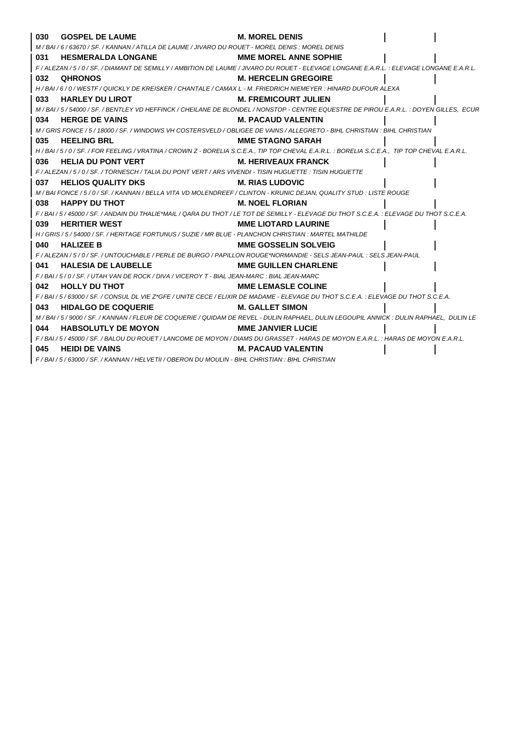**030 GOSPEL DE LAUME** — **M. MOREL DENIS**

*M / BAI / 6 / 63670 / SF. / KANNAN / ATILLA DE LAUME / JIVARO DU ROUET - MOREL DENIS : MOREL DENIS*

**031 HESMERALDA LONGANE** — **MME MOREL ANNE SOPHIE**

*F / ALEZAN / 5 / 0 / SF. / DIAMANT DE SEMILLY / AMBITION DE LAUME / JIVARO DU ROUET - ELEVAGE LONGANE E.A.R.L. : ELEVAGE LONGANE E.A.R.L.*

**032 QHRONOS** — **M. HERCELIN GREGOIRE**

*H / BAI / 6 / 0 / WESTF / QUICKLY DE KREISKER / CHANTALE / CAMAX L - M. FRIEDRICH NIEMEYER : HINARD DUFOUR ALEXA*

**033 HARLEY DU LIROT** — **M. FREMICOURT JULIEN**

*M / BAI / 5 / 54000 / SF. / BENTLEY VD HEFFINCK / CHEILANE DE BLONDEL / NONSTOP - CENTRE EQUESTRE DE PIROU E.A.R.L. : DOYEN GILLES, ECUR*

**034 HERGE DE VAINS** — **M. PACAUD VALENTIN**

*M / GRIS FONCE / 5 / 18000 / SF. / WINDOWS VH COSTERSVELD / OBLIGEE DE VAINS / ALLEGRETO - BIHL CHRISTIAN : BIHL CHRISTIAN*

**035 HEELING BRL** — **MME STAGNO SARAH**

*H / BAI / 5 / 0 / SF. / FOR FEELING / VRATINA / CROWN Z - BORELIA S.C.E.A., TIP TOP CHEVAL E.A.R.L. : BORELIA S.C.E.A., TIP TOP CHEVAL E.A.R.L.*

**036 HELIA DU PONT VERT** — **M. HERIVEAUX FRANCK**

*F / ALEZAN / 5 / 0 / SF. / TORNESCH / TALIA DU PONT VERT / ARS VIVENDI - TISIN HUGUETTE : TISIN HUGUETTE*

**037 HELIOS QUALITY DKS** — **M. RIAS LUDOVIC**

*M / BAI FONCE / 5 / 0 / SF. / KANNAN / BELLA VITA VD MOLENDREEF / CLINTON - KRUNIC DEJAN, QUALITY STUD : LISTE ROUGE*

**038 HAPPY DU THOT** — **M. NOEL FLORIAN**

*F / BAI / 5 / 45000 / SF. / ANDAIN DU THALIE*MAIL / QARA DU THOT / LE TOT DE SEMILLY - ELEVAGE DU THOT S.C.E.A. : ELEVAGE DU THOT S.C.E.A.*

**039 HERITIER WEST** — **MME LIOTARD LAURINE**

*H / GRIS / 5 / 54000 / SF. / HERITAGE FORTUNUS / SUZIE / MR BLUE - PLANCHON CHRISTIAN : MARTEL MATHILDE*

**040 HALIZEE B** — **MME GOSSELIN SOLVEIG**

*F / ALEZAN / 5 / 0 / SF. / UNTOUCHABLE / PERLE DE BURGO / PAPILLON ROUGE*NORMANDIE - SELS JEAN-PAUL : SELS JEAN-PAUL*

**041 HALESIA DE LAUBELLE** — **MME GUILLEN CHARLENE**

*F / BAI / 5 / 0 / SF. / UTAH VAN DE ROCK / DIVA / VICEROY T - BIAL JEAN-MARC : BIAL JEAN-MARC*

**042 HOLLY DU THOT** — **MME LEMASLE COLINE**

*F / BAI / 5 / 63000 / SF. / CONSUL DL VIE Z*GFE / UNITE CECE / ELIXIR DE MADAME - ELEVAGE DU THOT S.C.E.A. : ELEVAGE DU THOT S.C.E.A.*

**043 HIDALGO DE COQUERIE** — **M. GALLET SIMON**

*M / BAI / 5 / 9000 / SF. / KANNAN / FLEUR DE COQUERIE / QUIDAM DE REVEL - DULIN RAPHAEL, DULIN LEGOUPIL ANNICK : DULIN RAPHAEL, DULIN LE*

**044 HABSOLUTLY DE MOYON** — **MME JANVIER LUCIE**

*F / BAI / 5 / 45000 / SF. / BALOU DU ROUET / LANCOME DE MOYON / DIAMS DU GRASSET - HARAS DE MOYON E.A.R.L. : HARAS DE MOYON E.A.R.L.*

**045 HEIDI DE VAINS** — **M. PACAUD VALENTIN**

*F / BAI / 5 / 63000 / SF. / KANNAN / HELVETII / OBERON DU MOULIN - BIHL CHRISTIAN : BIHL CHRISTIAN*